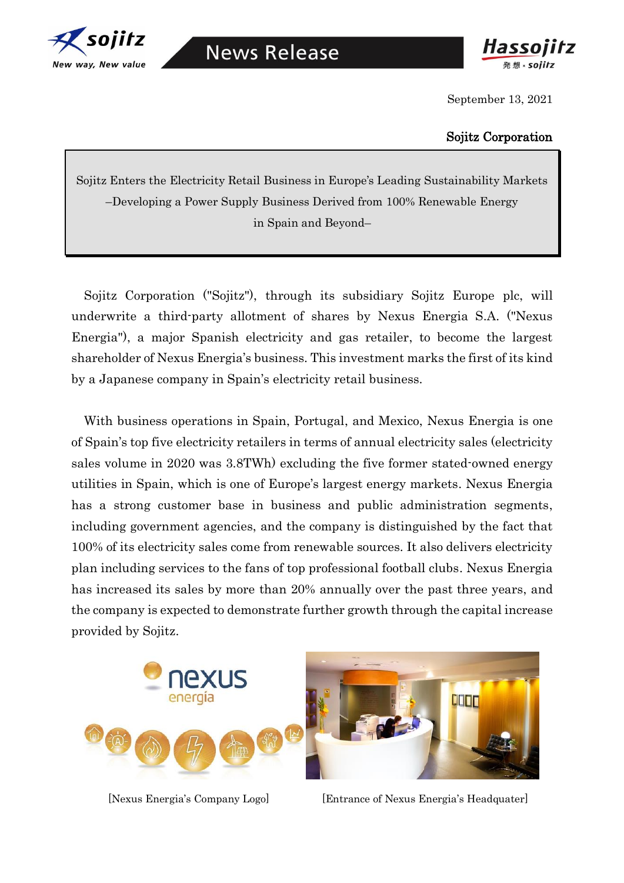News Release

September 13, 2021

**Sojitz Corporation**

**Sojitz Enters the Electricity Retail Business in Europe's Leading Sustainability Markets –Developing a Power Supply Business Derived from 100% Renewable Energy in Spain and Beyond–**

Sojitz Corporation ("Sojitz"), through its subsidiary Sojitz Europe plc, will underwrite a third-party allotment of shares by Nexus Energia S.A. ("Nexus Energia"), a major Spanish electricity and gas retailer, to become the largest shareholder of Nexus Energia's business. This investment marks the first of its kind by a Japanese company in Spain's electricity retail business.

With business operations in Spain, Portugal, and Mexico, Nexus Energia is one of Spain's top five electricity retailers in terms of annual electricity sales (electricity sales volume in 2020 was 3.8TWh) excluding the five former stated-owned energy utilities in Spain, which is one of Europe's largest energy markets. Nexus Energia has a strong customer base in business and public administration segments, including government agencies, and the company is distinguished by the fact that 100% of its electricity sales come from renewable sources. It also delivers electricity plan including services to the fans of top professional football clubs. Nexus Energia has increased its sales by more than 20% annually over the past three years, and the company is expected to demonstrate further growth through the capital increase provided by Sojitz.

[Nexus Energia's Company Logo]

[Entrance of Nexus Energia's Headquater]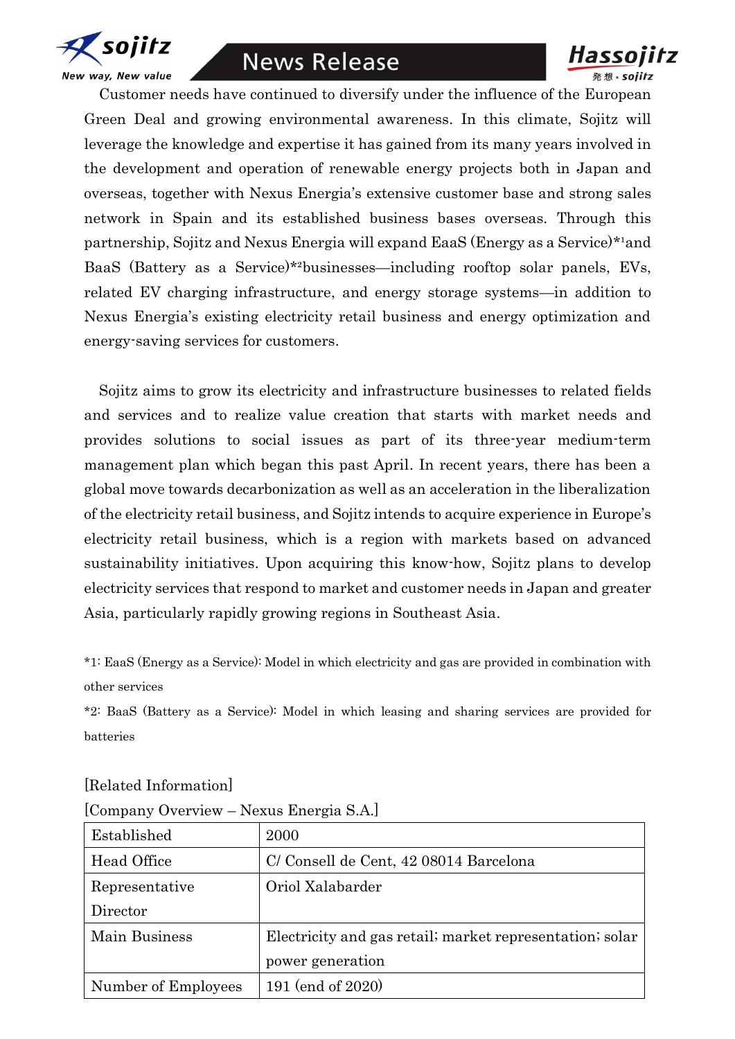Customer needs have continued to diversify under the influence of the European Green Deal and growing environmental awareness. In this climate, Sojitz will leverage the knowledge and expertise it has gained from its many years involved in the development and operation of renewable energy projects both in Japan and overseas, together with Nexus Energia's extensive customer base and strong sales network in Spain and its established business bases overseas. Through this partnership, Sojitz and Nexus Energia will expand EaaS (Energy as a Service)*1 and BaaS (Battery as a Service)*2 businesses—including rooftop solar panels, EVs, related EV charging infrastructure, and energy storage systems—in addition to Nexus Energia's existing electricity retail business and energy optimization and energy-saving services for customers.

Sojitz aims to grow its electricity and infrastructure businesses to related fields and services and to realize value creation that starts with market needs and provides solutions to social issues as part of its three-year medium-term management plan which began this past April. In recent years, there has been a global move towards decarbonization as well as an acceleration in the liberalization of the electricity retail business, and Sojitz intends to acquire experience in Europe's electricity retail business, which is a region with markets based on advanced sustainability initiatives. Upon acquiring this know-how, Sojitz plans to develop electricity services that respond to market and customer needs in Japan and greater Asia, particularly rapidly growing regions in Southeast Asia.

*1: EaaS (Energy as a Service): Model in which electricity and gas are provided in combination with other services

*2: BaaS (Battery as a Service): Model in which leasing and sharing services are provided for batteries

[Related Information]

[Company Overview – Nexus Energia S.A.]

| Established | 2000 |
|---|---|
| Head Office | C/ Consell de Cent, 42 08014 Barcelona |
| Representative Director | Oriol Xalabarder |
| Main Business | Electricity and gas retail; market representation; solar power generation |
| Number of Employees | 191 (end of 2020) |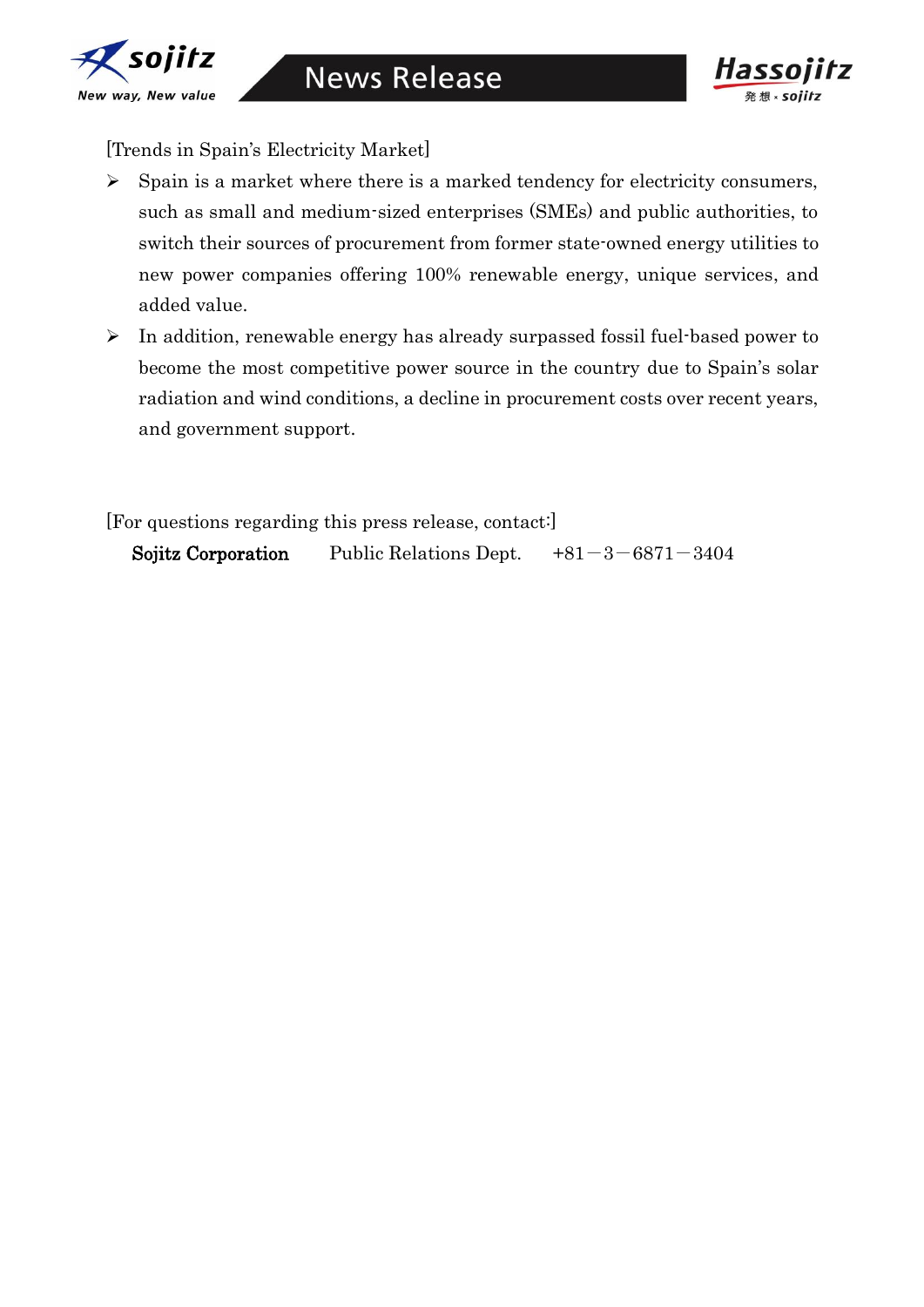[Trends in Spain's Electricity Market]

- Spain is a market where there is a marked tendency for electricity consumers, such as small and medium-sized enterprises (SMEs) and public authorities, to switch their sources of procurement from former state-owned energy utilities to new power companies offering 100% renewable energy, unique services, and added value.
- In addition, renewable energy has already surpassed fossil fuel-based power to become the most competitive power source in the country due to Spain's solar radiation and wind conditions, a decline in procurement costs over recent years, and government support.

[For questions regarding this press release, contact:]

**Sojitz Corporation** Public Relations Dept. +81－3－6871－3404